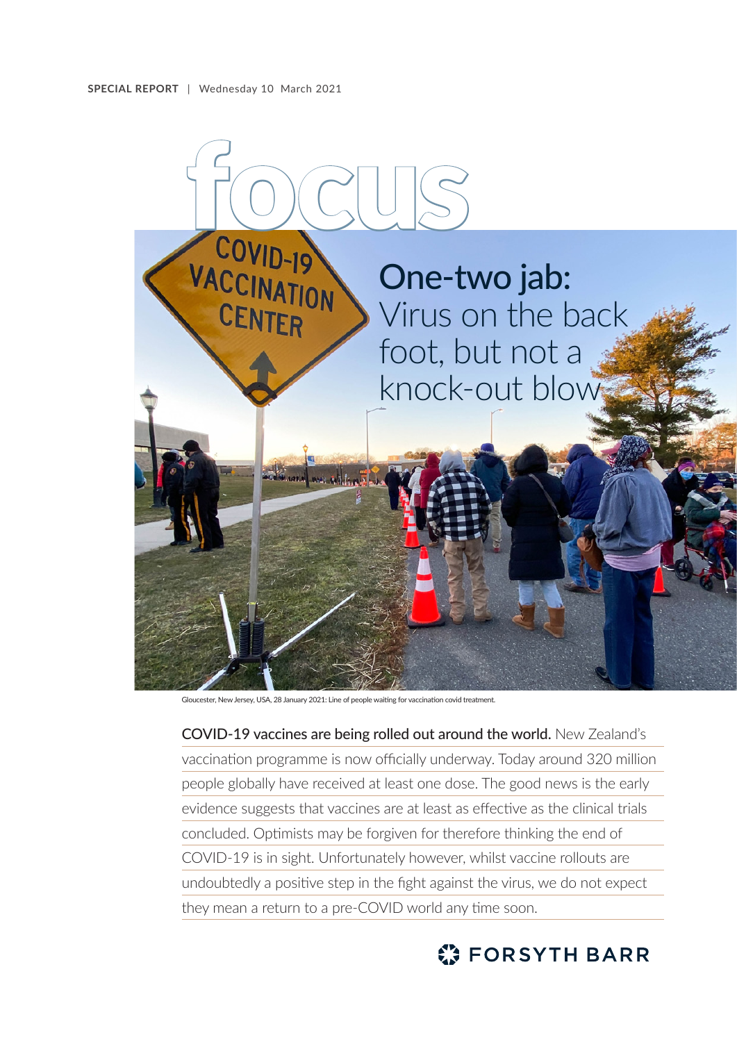**SPECIAL REPORT** | Wednesday 10 March 2021

# focus

## One-two jab: Virus on the back foot, but not a knock-out blow

Gloucester, New Jersey, USA, 28 January 2021: Line of people waiting for vaccination covid treatment.

**COVID-19 vaccines are being rolled out around the world.** New Zealand's vaccination programme is now officially underway. Today around 320 million people globally have received at least one dose. The good news is the early evidence suggests that vaccines are at least as effective as the clinical trials concluded. Optimists may be forgiven for therefore thinking the end of COVID-19 is in sight. Unfortunately however, whilst vaccine rollouts are undoubtedly a positive step in the fight against the virus, we do not expect they mean a return to a pre-COVID world any time soon.

FORSYTH BARR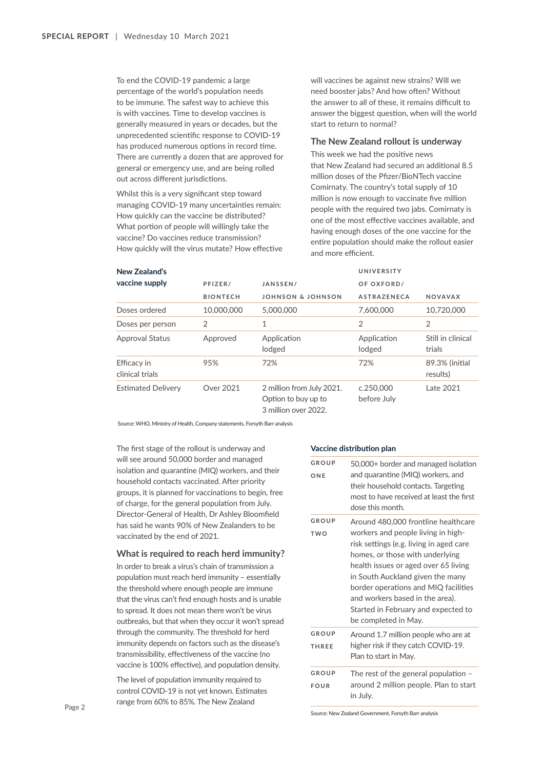To end the COVID-19 pandemic a large percentage of the world's population needs to be immune. The safest way to achieve this is with vaccines. Time to develop vaccines is generally measured in years or decades, but the unprecedented scientific response to COVID-19 has produced numerous options in record time. There are currently a dozen that are approved for general or emergency use, and are being rolled out across different jurisdictions.

Whilst this is a very significant step toward managing COVID-19 many uncertainties remain: How quickly can the vaccine be distributed? What portion of people will willingly take the vaccine? Do vaccines reduce transmission? How quickly will the virus mutate? How effective will vaccines be against new strains? Will we need booster jabs? And how often? Without the answer to all of these, it remains difficult to answer the biggest question, when will the world start to return to normal?

### The New Zealand rollout is underway

This week we had the positive news that New Zealand had secured an additional 8.5 million doses of the Pfizer/BioNTech vaccine Comirnaty. The country's total supply of 10 million is now enough to vaccinate five million people with the required two jabs. Comirnaty is one of the most effective vaccines available, and having enough doses of the one vaccine for the entire population should make the rollout easier and more efficient.

| New Zealand's vaccine supply | PFIZER/ BIONTECH | JANSSEN/ JOHNSON & JOHNSON | UNIVERSITY OF OXFORD/ ASTRAZENECA | NOVAVAX |
|---|---|---|---|---|
| Doses ordered | 10,000,000 | 5,000,000 | 7,600,000 | 10,720,000 |
| Doses per person | 2 | 1 | 2 | 2 |
| Approval Status | Approved | Application lodged | Application lodged | Still in clinical trials |
| Efficacy in clinical trials | 95% | 72% | 72% | 89.3% (initial results) |
| Estimated Delivery | Over 2021 | 2 million from July 2021. Option to buy up to 3 million over 2022. | c.250,000 before July | Late 2021 |

Source: WHO, Ministry of Health, Company statements, Forsyth Barr analysis

The first stage of the rollout is underway and will see around 50,000 border and managed isolation and quarantine (MIQ) workers, and their household contacts vaccinated. After priority groups, it is planned for vaccinations to begin, free of charge, for the general population from July. Director-General of Health, Dr Ashley Bloomfield has said he wants 90% of New Zealanders to be vaccinated by the end of 2021.

### What is required to reach herd immunity?

In order to break a virus's chain of transmission a population must reach herd immunity – essentially the threshold where enough people are immune that the virus can't find enough hosts and is unable to spread. It does not mean there won't be virus outbreaks, but that when they occur it won't spread through the community. The threshold for herd immunity depends on factors such as the disease's transmissibility, effectiveness of the vaccine (no vaccine is 100% effective), and population density.

The level of population immunity required to control COVID-19 is not yet known. Estimates range from 60% to 85%. The New Zealand

**Vaccine distribution plan**

| Group | Description |
|---|---|
| GROUP ONE | 50,000+ border and managed isolation and quarantine (MIQ) workers, and their household contacts. Targeting most to have received at least the first dose this month. |
| GROUP TWO | Around 480,000 frontline healthcare workers and people living in high-risk settings (e.g. living in aged care homes, or those with underlying health issues or aged over 65 living in South Auckland given the many border operations and MIQ facilities and workers based in the area). Started in February and expected to be completed in May. |
| GROUP THREE | Around 1.7 million people who are at higher risk if they catch COVID-19. Plan to start in May. |
| GROUP FOUR | The rest of the general population – around 2 million people. Plan to start in July. |

Source: New Zealand Government, Forsyth Barr analysis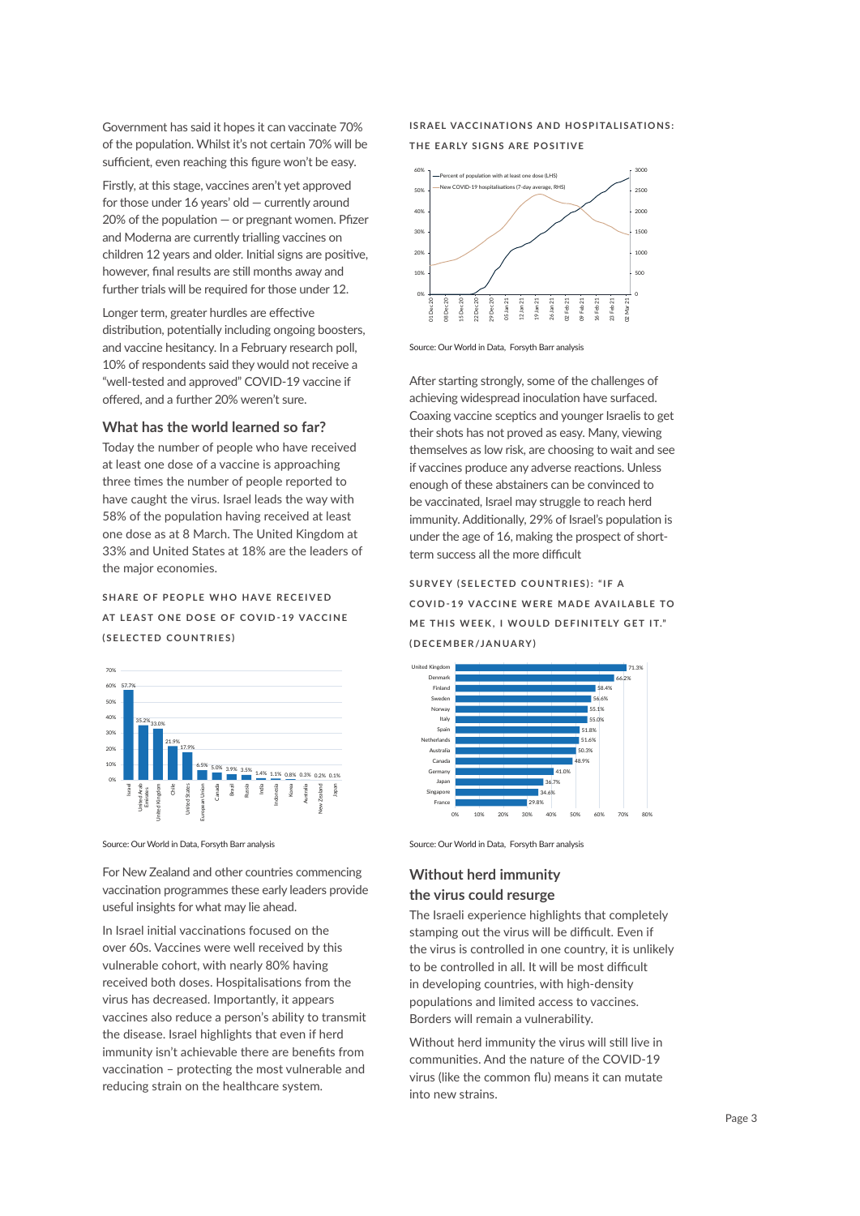Government has said it hopes it can vaccinate 70% of the population. Whilst it's not certain 70% will be sufficient, even reaching this figure won't be easy.

Firstly, at this stage, vaccines aren't yet approved for those under 16 years' old — currently around 20% of the population — or pregnant women. Pfizer and Moderna are currently trialling vaccines on children 12 years and older. Initial signs are positive, however, final results are still months away and further trials will be required for those under 12.

Longer term, greater hurdles are effective distribution, potentially including ongoing boosters, and vaccine hesitancy. In a February research poll, 10% of respondents said they would not receive a "well-tested and approved" COVID-19 vaccine if offered, and a further 20% weren't sure.

## What has the world learned so far?

Today the number of people who have received at least one dose of a vaccine is approaching three times the number of people reported to have caught the virus. Israel leads the way with 58% of the population having received at least one dose as at 8 March. The United Kingdom at 33% and United States at 18% are the leaders of the major economies.

**SHARE OF PEOPLE WHO HAVE RECEIVED AT LEAST ONE DOSE OF COVID-19 VACCINE (SELECTED COUNTRIES)**

| Country | Share |
|---|---|
| Israel | 57.7% |
| United Arab Emirates | 35.2% |
| United Kingdom | 33.0% |
| Chile | 21.9% |
| United States | 17.9% |
| European Union | 6.5% |
| Canada | 5.0% |
| Brazil | 3.9% |
| Russia | 3.5% |
| India | 1.4% |
| Indonesia | 1.1% |
| Korea | 0.8% |
| Australia | 0.3% |
| New Zealand | 0.2% |
| Japan | 0.1% |

Source: Our World in Data, Forsyth Barr analysis

For New Zealand and other countries commencing vaccination programmes these early leaders provide useful insights for what may lie ahead.

In Israel initial vaccinations focused on the over 60s. Vaccines were well received by this vulnerable cohort, with nearly 80% having received both doses. Hospitalisations from the virus has decreased. Importantly, it appears vaccines also reduce a person's ability to transmit the disease. Israel highlights that even if herd immunity isn't achievable there are benefits from vaccination – protecting the most vulnerable and reducing strain on the healthcare system.

**ISRAEL VACCINATIONS AND HOSPITALISATIONS: THE EARLY SIGNS ARE POSITIVE**

Source: Our World in Data, Forsyth Barr analysis

After starting strongly, some of the challenges of achieving widespread inoculation have surfaced. Coaxing vaccine sceptics and younger Israelis to get their shots has not proved as easy. Many, viewing themselves as low risk, are choosing to wait and see if vaccines produce any adverse reactions. Unless enough of these abstainers can be convinced to be vaccinated, Israel may struggle to reach herd immunity. Additionally, 29% of Israel's population is under the age of 16, making the prospect of short-term success all the more difficult

**SURVEY (SELECTED COUNTRIES): "IF A COVID-19 VACCINE WERE MADE AVAILABLE TO ME THIS WEEK, I WOULD DEFINITELY GET IT." (DECEMBER/JANUARY)**

| Country | Share |
|---|---|
| United Kingdom | 71.3% |
| Denmark | 66.2% |
| Finland | 58.4% |
| Sweden | 56.6% |
| Norway | 55.1% |
| Italy | 55.0% |
| Spain | 51.8% |
| Netherlands | 51.6% |
| Australia | 50.3% |
| Canada | 48.9% |
| Germany | 41.0% |
| Japan | 36.7% |
| Singapore | 34.6% |
| France | 29.8% |

Source: Our World in Data, Forsyth Barr analysis

## Without herd immunity the virus could resurge

The Israeli experience highlights that completely stamping out the virus will be difficult. Even if the virus is controlled in one country, it is unlikely to be controlled in all. It will be most difficult in developing countries, with high-density populations and limited access to vaccines. Borders will remain a vulnerability.

Without herd immunity the virus will still live in communities. And the nature of the COVID-19 virus (like the common flu) means it can mutate into new strains.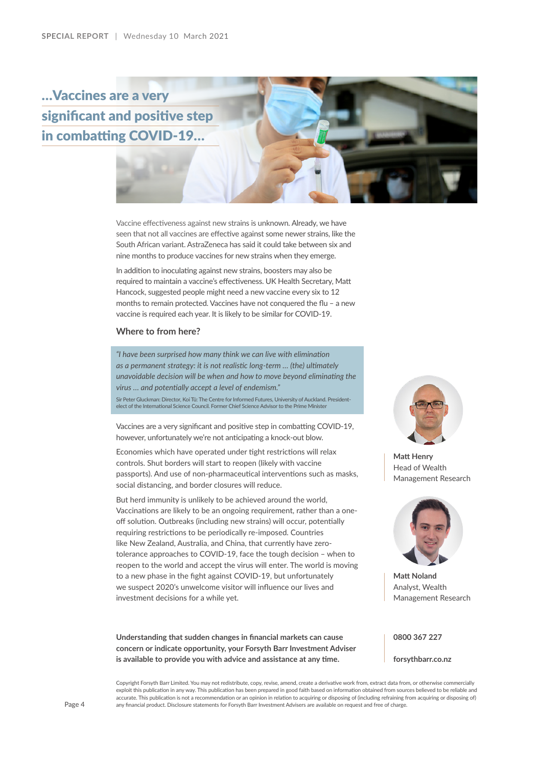## ...Vaccines are a very significant and positive step in combatting COVID-19...

Vaccine effectiveness against new strains is unknown. Already, we have seen that not all vaccines are effective against some newer strains, like the South African variant. AstraZeneca has said it could take between six and nine months to produce vaccines for new strains when they emerge.

In addition to inoculating against new strains, boosters may also be required to maintain a vaccine's effectiveness. UK Health Secretary, Matt Hancock, suggested people might need a new vaccine every six to 12 months to remain protected. Vaccines have not conquered the flu – a new vaccine is required each year. It is likely to be similar for COVID-19.

### Where to from here?

> *"I have been surprised how many think we can live with elimination as a permanent strategy: it is not realistic long-term … (the) ultimately unavoidable decision will be when and how to move beyond eliminating the virus … and potentially accept a level of endemism."*
>
> Sir Peter Gluckman: Director, Koi Tū: The Centre for Informed Futures, University of Auckland. President-elect of the International Science Council. Former Chief Science Advisor to the Prime Minister

Vaccines are a very significant and positive step in combatting COVID-19, however, unfortunately we're not anticipating a knock-out blow.

Economies which have operated under tight restrictions will relax controls. Shut borders will start to reopen (likely with vaccine passports). And use of non-pharmaceutical interventions such as masks, social distancing, and border closures will reduce.

But herd immunity is unlikely to be achieved around the world, Vaccinations are likely to be an ongoing requirement, rather than a one-off solution. Outbreaks (including new strains) will occur, potentially requiring restrictions to be periodically re-imposed. Countries like New Zealand, Australia, and China, that currently have zero-tolerance approaches to COVID-19, face the tough decision – when to reopen to the world and accept the virus will enter. The world is moving to a new phase in the fight against COVID-19, but unfortunately we suspect 2020's unwelcome visitor will influence our lives and investment decisions for a while yet.

**Matt Henry**
Head of Wealth Management Research

**Matt Noland**
Analyst, Wealth Management Research

**Understanding that sudden changes in financial markets can cause concern or indicate opportunity, your Forsyth Barr Investment Adviser is available to provide you with advice and assistance at any time.**

**0800 367 227**

**forsythbarr.co.nz**

Copyright Forsyth Barr Limited. You may not redistribute, copy, revise, amend, create a derivative work from, extract data from, or otherwise commercially exploit this publication in any way. This publication has been prepared in good faith based on information obtained from sources believed to be reliable and accurate. This publication is not a recommendation or an opinion in relation to acquiring or disposing of (including refraining from acquiring or disposing of) any financial product. Disclosure statements for Forsyth Barr Investment Advisers are available on request and free of charge.